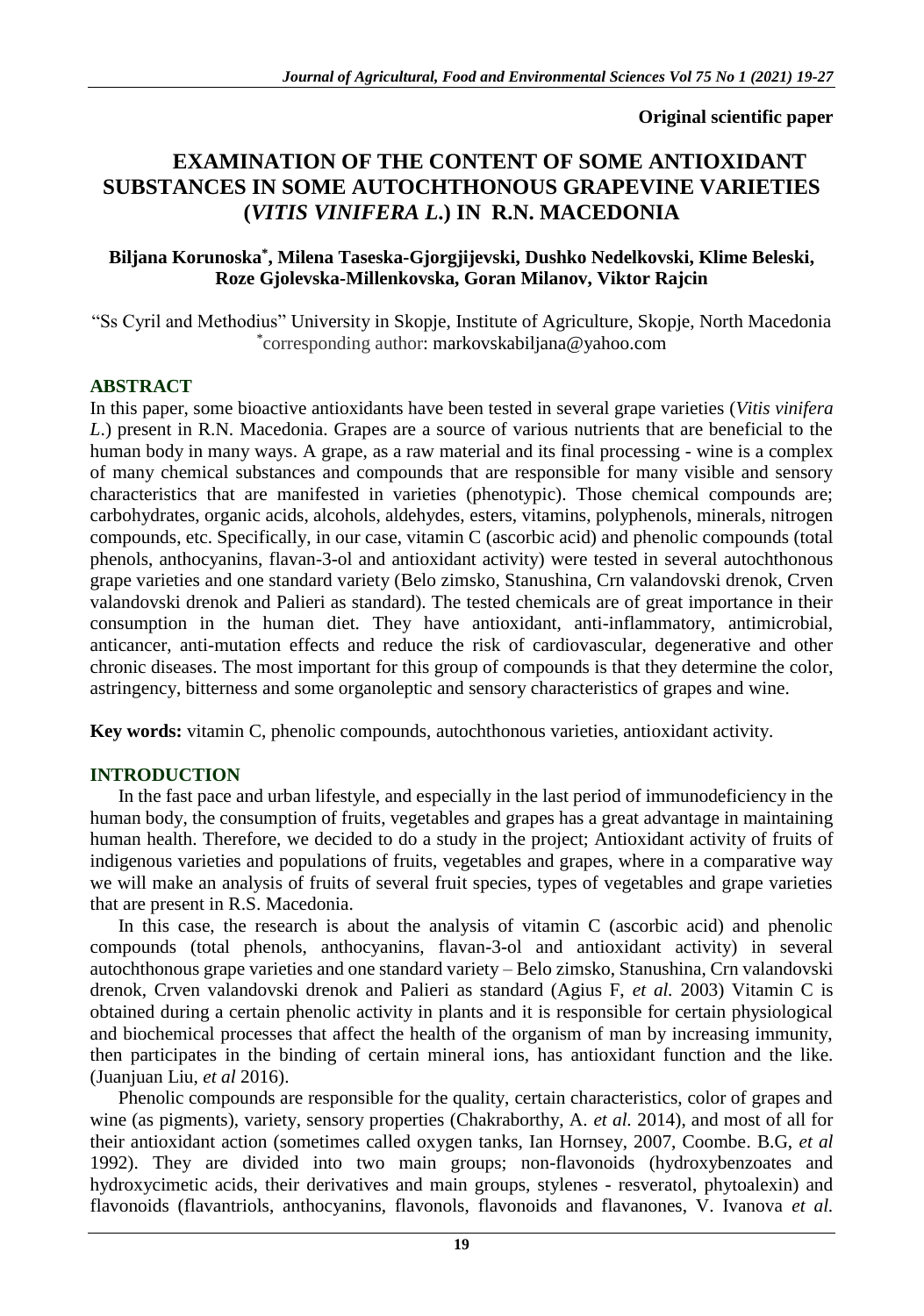**Original scientific paper**

# EXAMINATION OF THE CONTENT OF SOME ANTIOXIDANT SUBSTANCES IN SOME AUTOCHTHONOUS GRAPEVINE VARIETIES (*VITIS VINIFERA L.*) IN R.N. MACEDONIA

**Biljana Korunoska[*], Milena Taseska-Gjorgjijevski, Dushko Nedelkovski, Klime Beleski, Roze Gjolevska-Millenkovska, Goran Milanov, Viktor Rajcin**

"Ss Cyril and Methodius" University in Skopje, Institute of Agriculture, Skopje, North Macedonia
[*]corresponding author: markovskabiljana@yahoo.com

## ABSTRACT

In this paper, some bioactive antioxidants have been tested in several grape varieties (*Vitis vinifera L.*) present in R.N. Macedonia. Grapes are a source of various nutrients that are beneficial to the human body in many ways. A grape, as a raw material and its final processing - wine is a complex of many chemical substances and compounds that are responsible for many visible and sensory characteristics that are manifested in varieties (phenotypic). Those chemical compounds are; carbohydrates, organic acids, alcohols, aldehydes, esters, vitamins, polyphenols, minerals, nitrogen compounds, etc. Specifically, in our case, vitamin C (ascorbic acid) and phenolic compounds (total phenols, anthocyanins, flavan-3-ol and antioxidant activity) were tested in several autochthonous grape varieties and one standard variety (Belo zimsko, Stanushina, Crn valandovski drenok, Crven valandovski drenok and Palieri as standard). The tested chemicals are of great importance in their consumption in the human diet. They have antioxidant, anti-inflammatory, antimicrobial, anticancer, anti-mutation effects and reduce the risk of cardiovascular, degenerative and other chronic diseases. The most important for this group of compounds is that they determine the color, astringency, bitterness and some organoleptic and sensory characteristics of grapes and wine.

**Key words:** vitamin C, phenolic compounds, autochthonous varieties, antioxidant activity.

## INTRODUCTION

In the fast pace and urban lifestyle, and especially in the last period of immunodeficiency in the human body, the consumption of fruits, vegetables and grapes has a great advantage in maintaining human health. Therefore, we decided to do a study in the project; Antioxidant activity of fruits of indigenous varieties and populations of fruits, vegetables and grapes, where in a comparative way we will make an analysis of fruits of several fruit species, types of vegetables and grape varieties that are present in R.S. Macedonia.

In this case, the research is about the analysis of vitamin C (ascorbic acid) and phenolic compounds (total phenols, anthocyanins, flavan-3-ol and antioxidant activity) in several autochthonous grape varieties and one standard variety – Belo zimsko, Stanushina, Crn valandovski drenok, Crven valandovski drenok and Palieri as standard (Agius F, *et al.* 2003) Vitamin C is obtained during a certain phenolic activity in plants and it is responsible for certain physiological and biochemical processes that affect the health of the organism of man by increasing immunity, then participates in the binding of certain mineral ions, has antioxidant function and the like. (Juanjuan Liu, *et al* 2016).

Phenolic compounds are responsible for the quality, certain characteristics, color of grapes and wine (as pigments), variety, sensory properties (Chakraborthy, A. *et al.* 2014), and most of all for their antioxidant action (sometimes called oxygen tanks, Ian Hornsey, 2007, Coombe. B.G, *et al* 1992). They are divided into two main groups; non-flavonoids (hydroxybenzoates and hydroxycimetic acids, their derivatives and main groups, stylenes - resveratol, phytoalexin) and flavonoids (flavantriols, anthocyanins, flavonols, flavonoids and flavanones, V. Ivanova *et al.*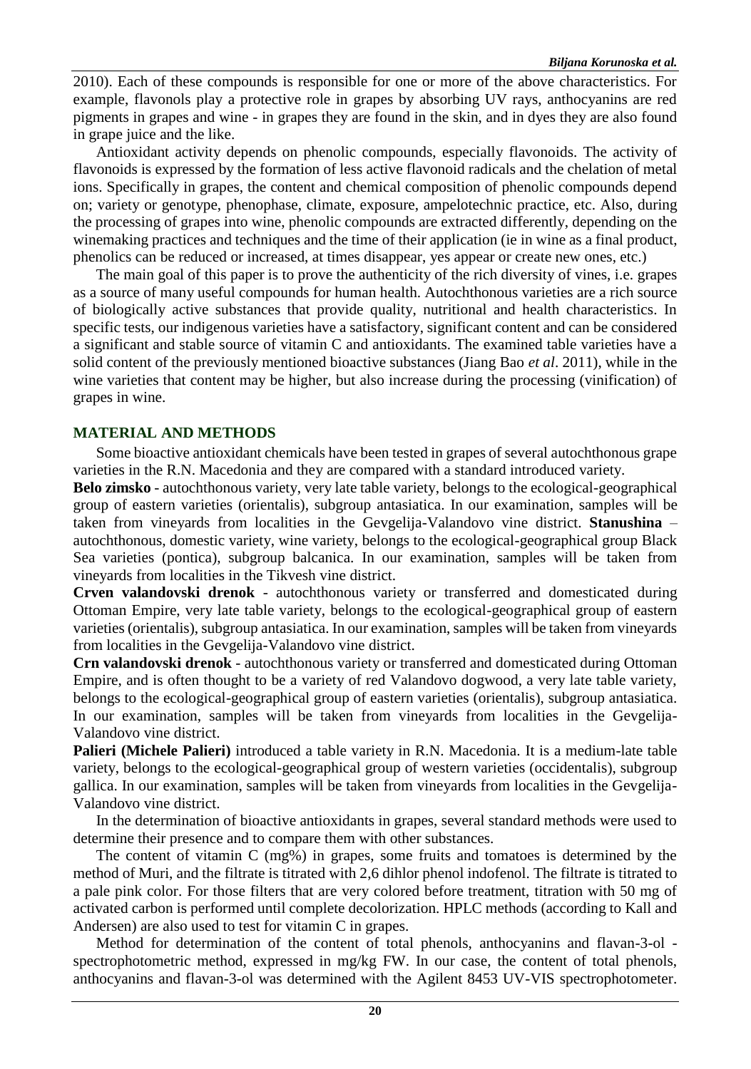2010). Each of these compounds is responsible for one or more of the above characteristics. For example, flavonols play a protective role in grapes by absorbing UV rays, anthocyanins are red pigments in grapes and wine - in grapes they are found in the skin, and in dyes they are also found in grape juice and the like.

Antioxidant activity depends on phenolic compounds, especially flavonoids. The activity of flavonoids is expressed by the formation of less active flavonoid radicals and the chelation of metal ions. Specifically in grapes, the content and chemical composition of phenolic compounds depend on; variety or genotype, phenophase, climate, exposure, ampelotechnic practice, etc. Also, during the processing of grapes into wine, phenolic compounds are extracted differently, depending on the winemaking practices and techniques and the time of their application (ie in wine as a final product, phenolics can be reduced or increased, at times disappear, yes appear or create new ones, etc.)

The main goal of this paper is to prove the authenticity of the rich diversity of vines, i.e. grapes as a source of many useful compounds for human health. Autochthonous varieties are a rich source of biologically active substances that provide quality, nutritional and health characteristics. In specific tests, our indigenous varieties have a satisfactory, significant content and can be considered a significant and stable source of vitamin C and antioxidants. The examined table varieties have a solid content of the previously mentioned bioactive substances (Jiang Bao *et al*. 2011), while in the wine varieties that content may be higher, but also increase during the processing (vinification) of grapes in wine.

## MATERIAL AND METHODS

Some bioactive antioxidant chemicals have been tested in grapes of several autochthonous grape varieties in the R.N. Macedonia and they are compared with a standard introduced variety.

**Belo zimsko** - autochthonous variety, very late table variety, belongs to the ecological-geographical group of eastern varieties (orientalis), subgroup antasiatica. In our examination, samples will be taken from vineyards from localities in the Gevgelija-Valandovo vine district. **Stanushina** – autochthonous, domestic variety, wine variety, belongs to the ecological-geographical group Black Sea varieties (pontica), subgroup balcanica. In our examination, samples will be taken from vineyards from localities in the Tikvesh vine district.

**Crven valandovski drenok** - autochthonous variety or transferred and domesticated during Ottoman Empire, very late table variety, belongs to the ecological-geographical group of eastern varieties (orientalis), subgroup antasiatica. In our examination, samples will be taken from vineyards from localities in the Gevgelija-Valandovo vine district.

**Crn valandovski drenok** - autochthonous variety or transferred and domesticated during Ottoman Empire, and is often thought to be a variety of red Valandovo dogwood, a very late table variety, belongs to the ecological-geographical group of eastern varieties (orientalis), subgroup antasiatica. In our examination, samples will be taken from vineyards from localities in the Gevgelija-Valandovo vine district.

**Palieri (Michele Palieri)** introduced a table variety in R.N. Macedonia. It is a medium-late table variety, belongs to the ecological-geographical group of western varieties (occidentalis), subgroup gallica. In our examination, samples will be taken from vineyards from localities in the Gevgelija-Valandovo vine district.

In the determination of bioactive antioxidants in grapes, several standard methods were used to determine their presence and to compare them with other substances.

The content of vitamin C (mg%) in grapes, some fruits and tomatoes is determined by the method of Muri, and the filtrate is titrated with 2,6 dihlor phenol indofenol. The filtrate is titrated to a pale pink color. For those filters that are very colored before treatment, titration with 50 mg of activated carbon is performed until complete decolorization. HPLC methods (according to Kall and Andersen) are also used to test for vitamin C in grapes.

Method for determination of the content of total phenols, anthocyanins and flavan-3-ol - spectrophotometric method, expressed in mg/kg FW. In our case, the content of total phenols, anthocyanins and flavan-3-ol was determined with the Agilent 8453 UV-VIS spectrophotometer.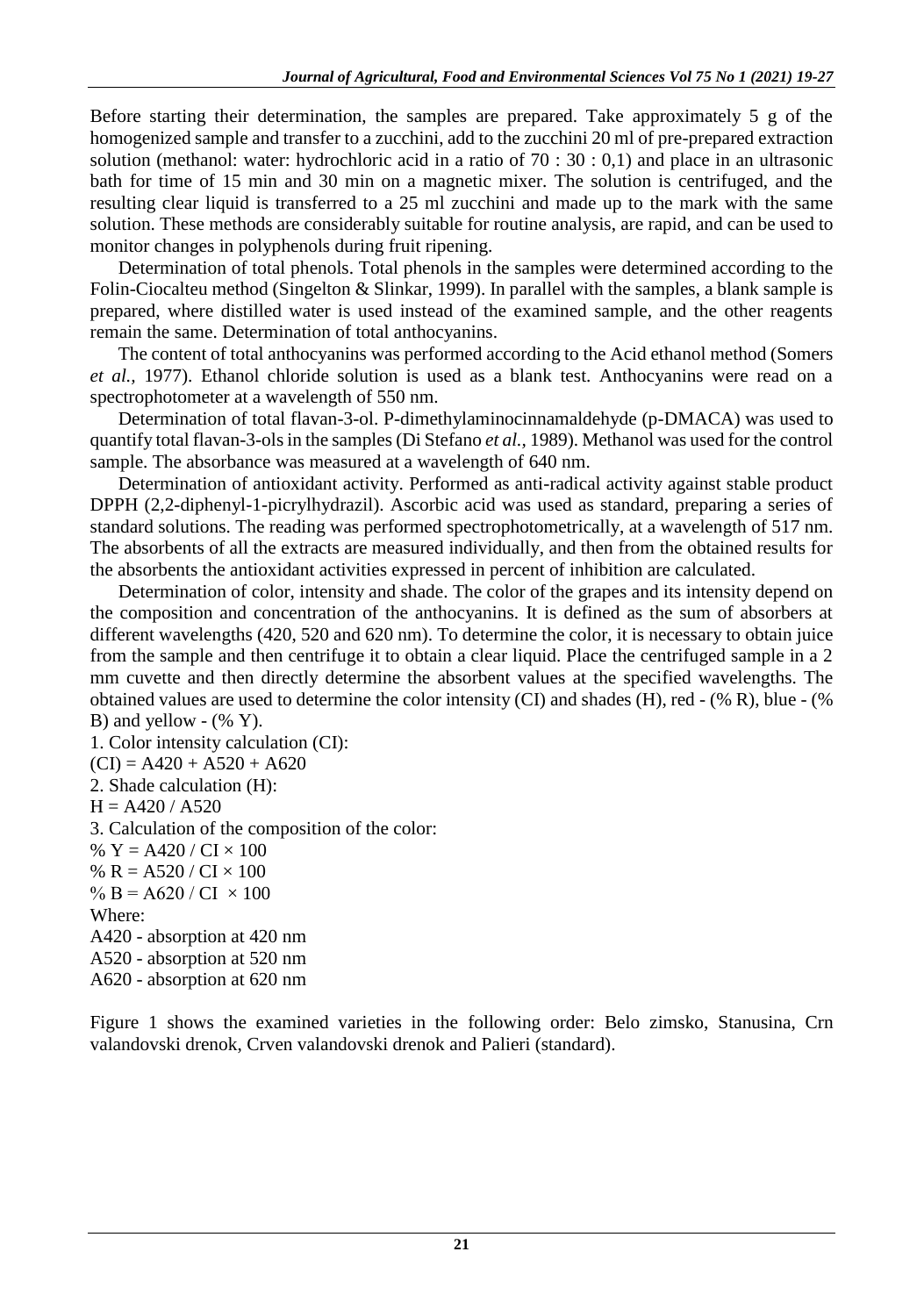Before starting their determination, the samples are prepared. Take approximately 5 g of the homogenized sample and transfer to a zucchini, add to the zucchini 20 ml of pre-prepared extraction solution (methanol: water: hydrochloric acid in a ratio of 70 : 30 : 0,1) and place in an ultrasonic bath for time of 15 min and 30 min on a magnetic mixer. The solution is centrifuged, and the resulting clear liquid is transferred to a 25 ml zucchini and made up to the mark with the same solution. These methods are considerably suitable for routine analysis, are rapid, and can be used to monitor changes in polyphenols during fruit ripening.

Determination of total phenols. Total phenols in the samples were determined according to the Folin-Ciocalteu method (Singelton & Slinkar, 1999). In parallel with the samples, a blank sample is prepared, where distilled water is used instead of the examined sample, and the other reagents remain the same. Determination of total anthocyanins.

The content of total anthocyanins was performed according to the Acid ethanol method (Somers *et al.*, 1977). Ethanol chloride solution is used as a blank test. Anthocyanins were read on a spectrophotometer at a wavelength of 550 nm.

Determination of total flavan-3-ol. P-dimethylaminocinnamaldehyde (p-DMACA) was used to quantify total flavan-3-ols in the samples (Di Stefano *et al.*, 1989). Methanol was used for the control sample. The absorbance was measured at a wavelength of 640 nm.

Determination of antioxidant activity. Performed as anti-radical activity against stable product DPPH (2,2-diphenyl-1-picrylhydrazil). Ascorbic acid was used as standard, preparing a series of standard solutions. The reading was performed spectrophotometrically, at a wavelength of 517 nm. The absorbents of all the extracts are measured individually, and then from the obtained results for the absorbents the antioxidant activities expressed in percent of inhibition are calculated.

Determination of color, intensity and shade. The color of the grapes and its intensity depend on the composition and concentration of the anthocyanins. It is defined as the sum of absorbers at different wavelengths (420, 520 and 620 nm). To determine the color, it is necessary to obtain juice from the sample and then centrifuge it to obtain a clear liquid. Place the centrifuged sample in a 2 mm cuvette and then directly determine the absorbent values at the specified wavelengths. The obtained values are used to determine the color intensity (CI) and shades (H), red - (% R), blue - (% B) and yellow - (% Y).

1. Color intensity calculation (CI):

$$(CI) = A420 + A520 + A620$$

2. Shade calculation (H):

$$H = A420 / A520$$

3. Calculation of the composition of the color:

$$\%\ Y = A420 / CI \times 100$$

$$\%\ R = A520 / CI \times 100$$

$$\%\ B = A620 / CI \times 100$$

Where:

A420 - absorption at 420 nm

A520 - absorption at 520 nm

A620 - absorption at 620 nm

Figure 1 shows the examined varieties in the following order: Belo zimsko, Stanusina, Crn valandovski drenok, Crven valandovski drenok and Palieri (standard).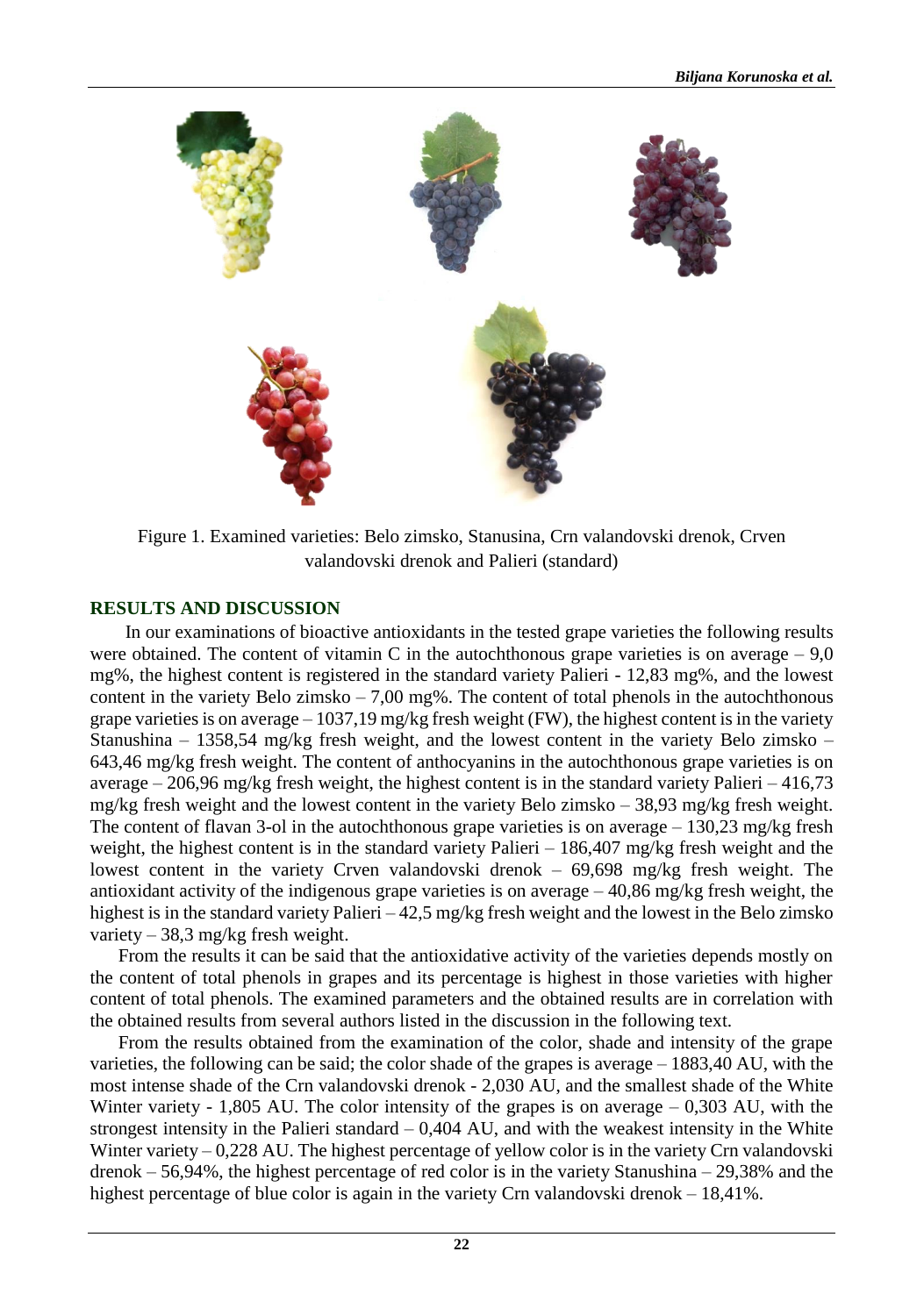Figure 1. Examined varieties: Belo zimsko, Stanusina, Crn valandovski drenok, Crven valandovski drenok and Palieri (standard)

## RESULTS AND DISCUSSION

In our examinations of bioactive antioxidants in the tested grape varieties the following results were obtained. The content of vitamin C in the autochthonous grape varieties is on average – 9,0 mg%, the highest content is registered in the standard variety Palieri - 12,83 mg%, and the lowest content in the variety Belo zimsko – 7,00 mg%. The content of total phenols in the autochthonous grape varieties is on average – 1037,19 mg/kg fresh weight (FW), the highest content is in the variety Stanushina – 1358,54 mg/kg fresh weight, and the lowest content in the variety Belo zimsko – 643,46 mg/kg fresh weight. The content of anthocyanins in the autochthonous grape varieties is on average – 206,96 mg/kg fresh weight, the highest content is in the standard variety Palieri – 416,73 mg/kg fresh weight and the lowest content in the variety Belo zimsko – 38,93 mg/kg fresh weight. The content of flavan 3-ol in the autochthonous grape varieties is on average – 130,23 mg/kg fresh weight, the highest content is in the standard variety Palieri – 186,407 mg/kg fresh weight and the lowest content in the variety Crven valandovski drenok – 69,698 mg/kg fresh weight. The antioxidant activity of the indigenous grape varieties is on average – 40,86 mg/kg fresh weight, the highest is in the standard variety Palieri – 42,5 mg/kg fresh weight and the lowest in the Belo zimsko variety – 38,3 mg/kg fresh weight.

From the results it can be said that the antioxidative activity of the varieties depends mostly on the content of total phenols in grapes and its percentage is highest in those varieties with higher content of total phenols. The examined parameters and the obtained results are in correlation with the obtained results from several authors listed in the discussion in the following text.

From the results obtained from the examination of the color, shade and intensity of the grape varieties, the following can be said; the color shade of the grapes is average – 1883,40 AU, with the most intense shade of the Crn valandovski drenok - 2,030 AU, and the smallest shade of the White Winter variety - 1,805 AU. The color intensity of the grapes is on average – 0,303 AU, with the strongest intensity in the Palieri standard – 0,404 AU, and with the weakest intensity in the White Winter variety – 0,228 AU. The highest percentage of yellow color is in the variety Crn valandovski drenok – 56,94%, the highest percentage of red color is in the variety Stanushina – 29,38% and the highest percentage of blue color is again in the variety Crn valandovski drenok – 18,41%.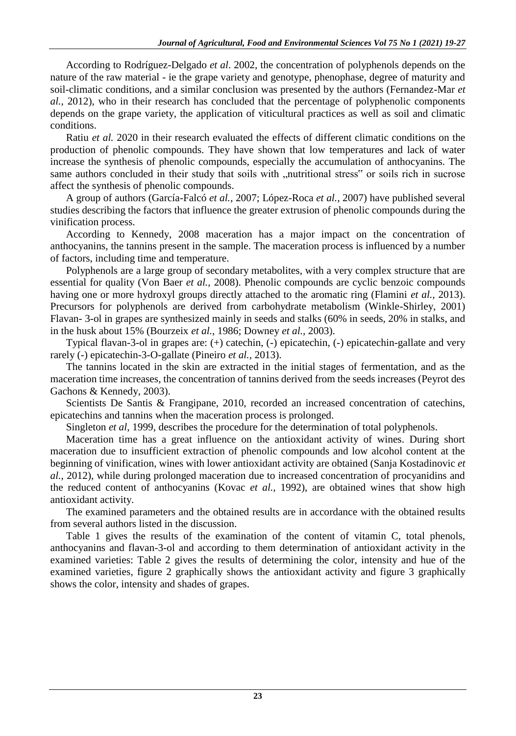According to Rodríguez-Delgado *et al*. 2002, the concentration of polyphenols depends on the nature of the raw material - ie the grape variety and genotype, phenophase, degree of maturity and soil-climatic conditions, and a similar conclusion was presented by the authors (Fernandez-Mar *et al.,* 2012), who in their research has concluded that the percentage of polyphenolic components depends on the grape variety, the application of viticultural practices as well as soil and climatic conditions.

Ratiu *et al.* 2020 in their research evaluated the effects of different climatic conditions on the production of phenolic compounds. They have shown that low temperatures and lack of water increase the synthesis of phenolic compounds, especially the accumulation of anthocyanins. The same authors concluded in their study that soils with „nutritional stress" or soils rich in sucrose affect the synthesis of phenolic compounds.

A group of authors (García-Falcó *et al.,* 2007; López-Roca *et al.,* 2007) have published several studies describing the factors that influence the greater extrusion of phenolic compounds during the vinification process.

According to Kennedy, 2008 maceration has a major impact on the concentration of anthocyanins, the tannins present in the sample. The maceration process is influenced by a number of factors, including time and temperature.

Polyphenols are a large group of secondary metabolites, with a very complex structure that are essential for quality (Von Baer *et al.,* 2008). Phenolic compounds are cyclic benzoic compounds having one or more hydroxyl groups directly attached to the aromatic ring (Flamini *et al.,* 2013). Precursors for polyphenols are derived from carbohydrate metabolism (Winkle-Shirley, 2001) Flavan- 3-ol in grapes are synthesized mainly in seeds and stalks (60% in seeds, 20% in stalks, and in the husk about 15% (Bourzeix *et al.,* 1986; Downey *et al.,* 2003).

Typical flavan-3-ol in grapes are: (+) catechin, (-) epicatechin, (-) epicatechin-gallate and very rarely (-) epicatechin-3-O-gallate (Pineiro *et al.,* 2013).

The tannins located in the skin are extracted in the initial stages of fermentation, and as the maceration time increases, the concentration of tannins derived from the seeds increases (Peyrot des Gachons & Kennedy, 2003).

Scientists De Santis & Frangipane, 2010, recorded an increased concentration of catechins, epicatechins and tannins when the maceration process is prolonged.

Singleton *et al,* 1999, describes the procedure for the determination of total polyphenols.

Maceration time has a great influence on the antioxidant activity of wines. During short maceration due to insufficient extraction of phenolic compounds and low alcohol content at the beginning of vinification, wines with lower antioxidant activity are obtained (Sanja Kostadinovic *et al.,* 2012), while during prolonged maceration due to increased concentration of procyanidins and the reduced content of anthocyanins (Kovac *et al.,* 1992), are obtained wines that show high antioxidant activity.

The examined parameters and the obtained results are in accordance with the obtained results from several authors listed in the discussion.

Table 1 gives the results of the examination of the content of vitamin C, total phenols, anthocyanins and flavan-3-ol and according to them determination of antioxidant activity in the examined varieties: Table 2 gives the results of determining the color, intensity and hue of the examined varieties, figure 2 graphically shows the antioxidant activity and figure 3 graphically shows the color, intensity and shades of grapes.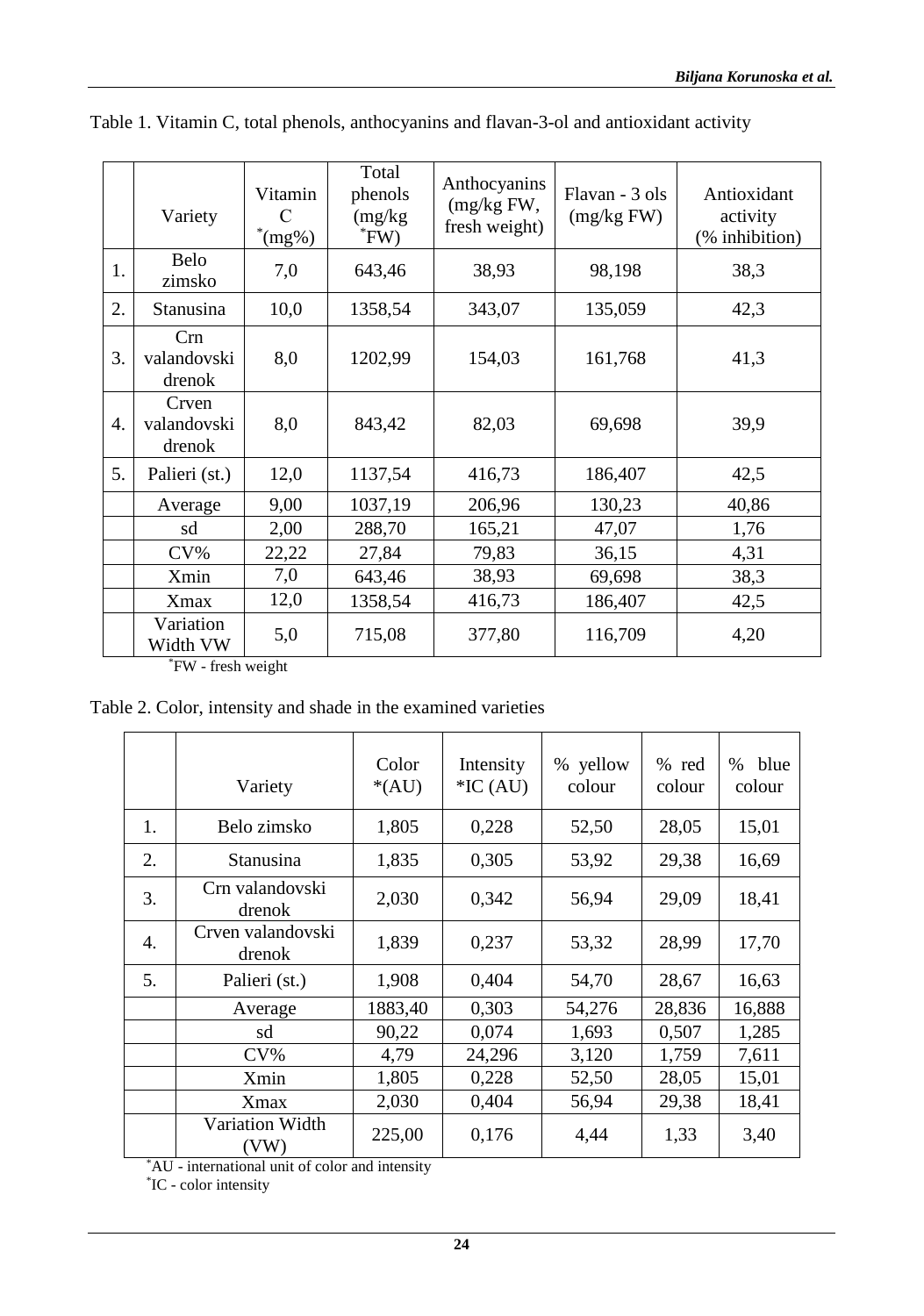Table 1. Vitamin C, total phenols, anthocyanins and flavan-3-ol and antioxidant activity

| | Variety | Vitamin C *(mg%) | Total phenols (mg/kg *FW) | Anthocyanins (mg/kg FW, fresh weight) | Flavan - 3 ols (mg/kg FW) | Antioxidant activity (% inhibition) |
|---|---|---|---|---|---|---|
| 1. | Belo zimsko | 7,0 | 643,46 | 38,93 | 98,198 | 38,3 |
| 2. | Stanusina | 10,0 | 1358,54 | 343,07 | 135,059 | 42,3 |
| 3. | Crn valandovski drenok | 8,0 | 1202,99 | 154,03 | 161,768 | 41,3 |
| 4. | Crven valandovski drenok | 8,0 | 843,42 | 82,03 | 69,698 | 39,9 |
| 5. | Palieri (st.) | 12,0 | 1137,54 | 416,73 | 186,407 | 42,5 |
| | Average | 9,00 | 1037,19 | 206,96 | 130,23 | 40,86 |
| | sd | 2,00 | 288,70 | 165,21 | 47,07 | 1,76 |
| | CV% | 22,22 | 27,84 | 79,83 | 36,15 | 4,31 |
| | Xmin | 7,0 | 643,46 | 38,93 | 69,698 | 38,3 |
| | Xmax | 12,0 | 1358,54 | 416,73 | 186,407 | 42,5 |
| | Variation Width VW | 5,0 | 715,08 | 377,80 | 116,709 | 4,20 |

*FW - fresh weight

Table 2. Color, intensity and shade in the examined varieties

| | Variety | Color *(AU) | Intensity *IC (AU) | % yellow colour | % red colour | % blue colour |
|---|---|---|---|---|---|---|
| 1. | Belo zimsko | 1,805 | 0,228 | 52,50 | 28,05 | 15,01 |
| 2. | Stanusina | 1,835 | 0,305 | 53,92 | 29,38 | 16,69 |
| 3. | Crn valandovski drenok | 2,030 | 0,342 | 56,94 | 29,09 | 18,41 |
| 4. | Crven valandovski drenok | 1,839 | 0,237 | 53,32 | 28,99 | 17,70 |
| 5. | Palieri (st.) | 1,908 | 0,404 | 54,70 | 28,67 | 16,63 |
| | Average | 1883,40 | 0,303 | 54,276 | 28,836 | 16,888 |
| | sd | 90,22 | 0,074 | 1,693 | 0,507 | 1,285 |
| | CV% | 4,79 | 24,296 | 3,120 | 1,759 | 7,611 |
| | Xmin | 1,805 | 0,228 | 52,50 | 28,05 | 15,01 |
| | Xmax | 2,030 | 0,404 | 56,94 | 29,38 | 18,41 |
| | Variation Width (VW) | 225,00 | 0,176 | 4,44 | 1,33 | 3,40 |

*AU - international unit of color and intensity

*IC - color intensity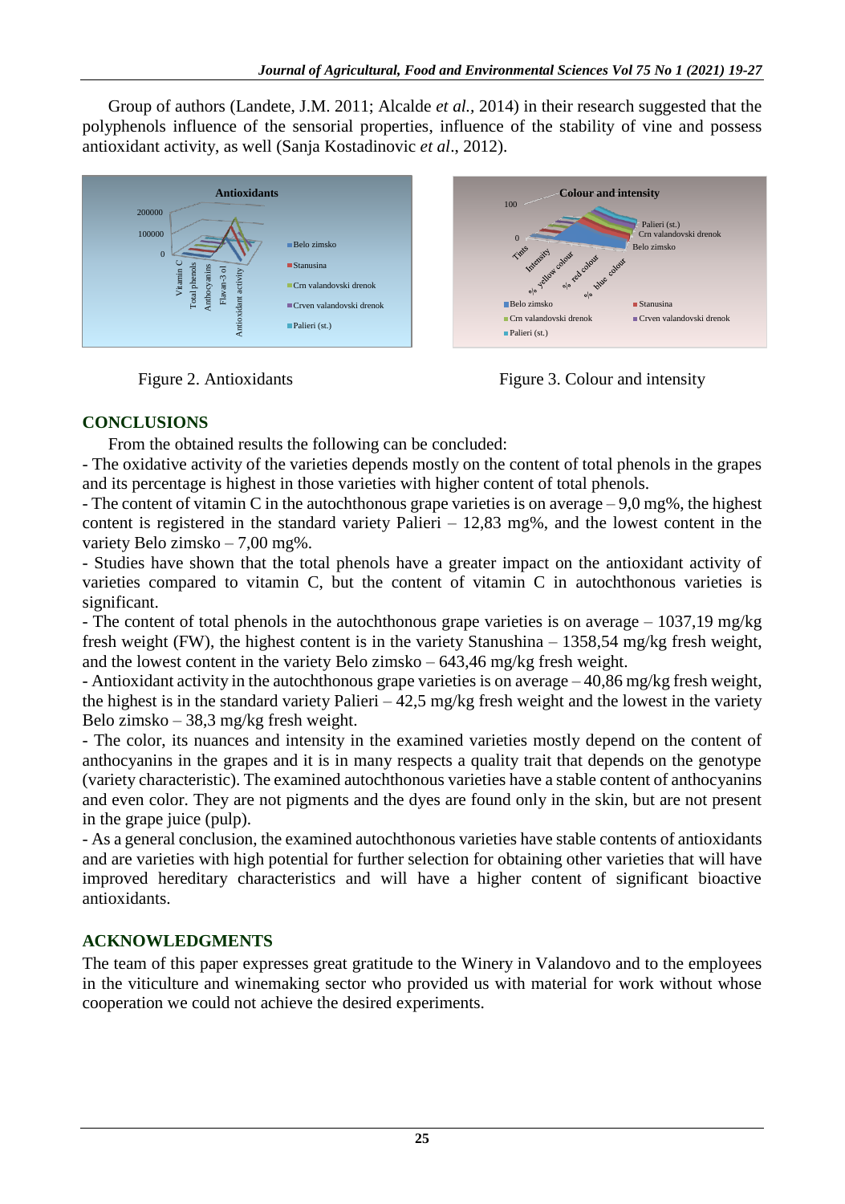Group of authors (Landete, J.M. 2011; Alcalde *et al.*, 2014) in their research suggested that the polyphenols influence of the sensorial properties, influence of the stability of vine and possess antioxidant activity, as well (Sanja Kostadinovic *et al*., 2012).

Antioxidants
200000
100000
0
Vitamin C
Total phenols
Anthocyanins
Flavan-3 ol
Antioxidant activity
Belo zimsko
Stanusina
Crn valandovski drenok
Crven valandovski drenok
Palieri (st.)

Figure 2. Antioxidants

Colour and intensity
100
0
Tints
Intensity
% yellow colour
% red colour
% blue colour
Palieri (st.)
Crn valandovski drenok
Belo zimsko
Belo zimsko
Stanusina
Crn valandovski drenok
Crven valandovski drenok
Palieri (st.)

Figure 3. Colour and intensity

## CONCLUSIONS

From the obtained results the following can be concluded:

- The oxidative activity of the varieties depends mostly on the content of total phenols in the grapes and its percentage is highest in those varieties with higher content of total phenols.
- The content of vitamin C in the autochthonous grape varieties is on average – 9,0 mg%, the highest content is registered in the standard variety Palieri – 12,83 mg%, and the lowest content in the variety Belo zimsko – 7,00 mg%.
- Studies have shown that the total phenols have a greater impact on the antioxidant activity of varieties compared to vitamin C, but the content of vitamin C in autochthonous varieties is significant.
- The content of total phenols in the autochthonous grape varieties is on average – 1037,19 mg/kg fresh weight (FW), the highest content is in the variety Stanushina – 1358,54 mg/kg fresh weight, and the lowest content in the variety Belo zimsko – 643,46 mg/kg fresh weight.
- Antioxidant activity in the autochthonous grape varieties is on average – 40,86 mg/kg fresh weight, the highest is in the standard variety Palieri – 42,5 mg/kg fresh weight and the lowest in the variety Belo zimsko – 38,3 mg/kg fresh weight.
- The color, its nuances and intensity in the examined varieties mostly depend on the content of anthocyanins in the grapes and it is in many respects a quality trait that depends on the genotype (variety characteristic). The examined autochthonous varieties have a stable content of anthocyanins and even color. They are not pigments and the dyes are found only in the skin, but are not present in the grape juice (pulp).
- As a general conclusion, the examined autochthonous varieties have stable contents of antioxidants and are varieties with high potential for further selection for obtaining other varieties that will have improved hereditary characteristics and will have a higher content of significant bioactive antioxidants.

## ACKNOWLEDGMENTS

The team of this paper expresses great gratitude to the Winery in Valandovo and to the employees in the viticulture and winemaking sector who provided us with material for work without whose cooperation we could not achieve the desired experiments.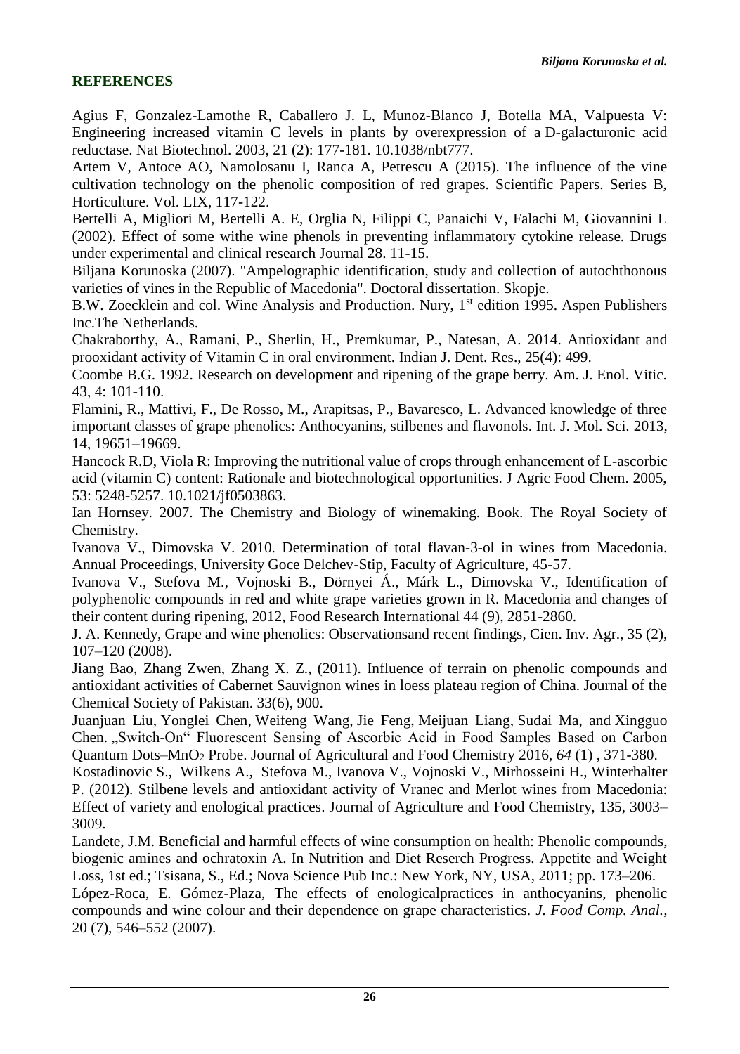## REFERENCES

Agius F, Gonzalez-Lamothe R, Caballero J. L, Munoz-Blanco J, Botella MA, Valpuesta V: Engineering increased vitamin C levels in plants by overexpression of a D-galacturonic acid reductase. Nat Biotechnol. 2003, 21 (2): 177-181. 10.1038/nbt777.

Artem V, Antoce AO, Namolosanu I, Ranca A, Petrescu A (2015). The influence of the vine cultivation technology on the phenolic composition of red grapes. Scientific Papers. Series B, Horticulture. Vol. LIX, 117-122.

Bertelli A, Migliori M, Bertelli A. E, Orglia N, Filippi C, Panaichi V, Falachi M, Giovannini L (2002). Effect of some withe wine phenols in preventing inflammatory cytokine release. Drugs under experimental and clinical research Journal 28. 11-15.

Biljana Korunoska (2007). "Ampelographic identification, study and collection of autochthonous varieties of vines in the Republic of Macedonia". Doctoral dissertation. Skopje.

B.W. Zoecklein and col. Wine Analysis and Production. Nury, 1st edition 1995. Aspen Publishers Inc.The Netherlands.

Chakraborthy, A., Ramani, P., Sherlin, H., Premkumar, P., Natesan, A. 2014. Antioxidant and prooxidant activity of Vitamin C in oral environment. Indian J. Dent. Res., 25(4): 499.

Coombe B.G. 1992. Research on development and ripening of the grape berry. Am. J. Enol. Vitic. 43, 4: 101-110.

Flamini, R., Mattivi, F., De Rosso, M., Arapitsas, P., Bavaresco, L. Advanced knowledge of three important classes of grape phenolics: Anthocyanins, stilbenes and flavonols. Int. J. Mol. Sci. 2013, 14, 19651–19669.

Hancock R.D, Viola R: Improving the nutritional value of crops through enhancement of L-ascorbic acid (vitamin C) content: Rationale and biotechnological opportunities. J Agric Food Chem. 2005, 53: 5248-5257. 10.1021/jf0503863.

Ian Hornsey. 2007. The Chemistry and Biology of winemaking. Book. The Royal Society of Chemistry.

Ivanova V., Dimovska V. 2010. Determination of total flavan-3-ol in wines from Macedonia. Annual Proceedings, University Goce Delchev-Stip, Faculty of Agriculture, 45-57.

Ivanova V., Stefova M., Vojnoski B., Dörnyei Á., Márk L., Dimovska V., Identification of polyphenolic compounds in red and white grape varieties grown in R. Macedonia and changes of their content during ripening, 2012, Food Research International 44 (9), 2851-2860.

J. A. Kennedy, Grape and wine phenolics: Observationsand recent findings, Cien. Inv. Agr., 35 (2), 107–120 (2008).

Jiang Bao, Zhang Zwen, Zhang X. Z., (2011). Influence of terrain on phenolic compounds and antioxidant activities of Cabernet Sauvignon wines in loess plateau region of China. Journal of the Chemical Society of Pakistan. 33(6), 900.

Juanjuan Liu, Yonglei Chen, Weifeng Wang, Jie Feng, Meijuan Liang, Sudai Ma, and Xingguo Chen. „Switch-On" Fluorescent Sensing of Ascorbic Acid in Food Samples Based on Carbon Quantum Dots–$MnO_2$ Probe. Journal of Agricultural and Food Chemistry 2016, *64* (1) , 371-380.

Kostadinovic S., Wilkens A., Stefova M., Ivanova V., Vojnoski V., Mirhosseini H., Winterhalter P. (2012). Stilbene levels and antioxidant activity of Vranec and Merlot wines from Macedonia: Effect of variety and enological practices. Journal of Agriculture and Food Chemistry, 135, 3003–3009.

Landete, J.M. Beneficial and harmful effects of wine consumption on health: Phenolic compounds, biogenic amines and ochratoxin A. In Nutrition and Diet Reserch Progress. Appetite and Weight Loss, 1st ed.; Tsisana, S., Ed.; Nova Science Pub Inc.: New York, NY, USA, 2011; pp. 173–206.

López-Roca, E. Gómez-Plaza, The effects of enologicalpractices in anthocyanins, phenolic compounds and wine colour and their dependence on grape characteristics. *J. Food Comp. Anal.,* 20 (7), 546–552 (2007).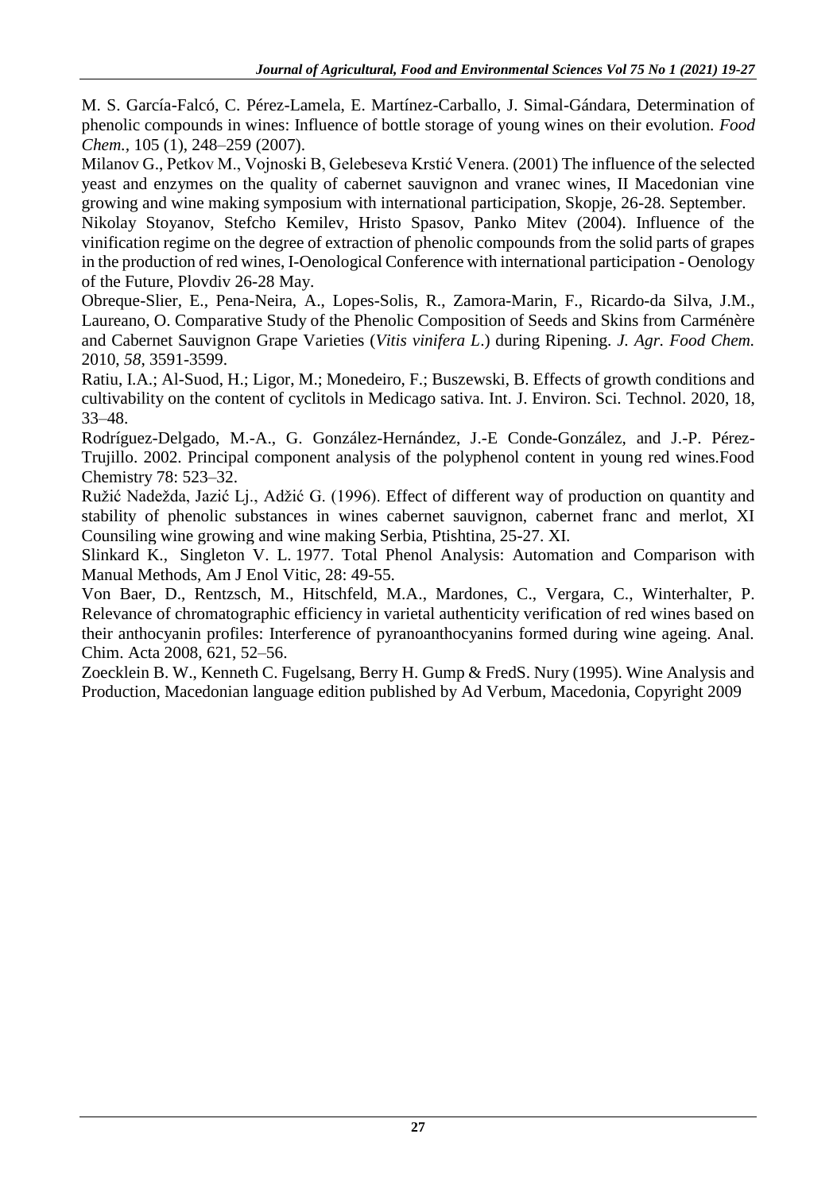M. S. García-Falcó, C. Pérez-Lamela, E. Martínez-Carballo, J. Simal-Gándara, Determination of phenolic compounds in wines: Influence of bottle storage of young wines on their evolution. *Food Chem.*, 105 (1), 248–259 (2007).

Milanov G., Petkov M., Vojnoski B, Gelebeseva Krstić Venera. (2001) The influence of the selected yeast and enzymes on the quality of cabernet sauvignon and vranec wines, II Macedonian vine growing and wine making symposium with international participation, Skopje, 26-28. September.

Nikolay Stoyanov, Stefcho Kemilev, Hristo Spasov, Panko Mitev (2004). Influence of the vinification regime on the degree of extraction of phenolic compounds from the solid parts of grapes in the production of red wines, I-Oenological Conference with international participation - Oenology of the Future, Plovdiv 26-28 May.

Obreque-Slier, E., Pena-Neira, A., Lopes-Solis, R., Zamora-Marin, F., Ricardo-da Silva, J.M., Laureano, O. Comparative Study of the Phenolic Composition of Seeds and Skins from Carménère and Cabernet Sauvignon Grape Varieties (*Vitis vinifera L*.) during Ripening. *J. Agr. Food Chem.* 2010, *58*, 3591-3599.

Ratiu, I.A.; Al-Suod, H.; Ligor, M.; Monedeiro, F.; Buszewski, B. Effects of growth conditions and cultivability on the content of cyclitols in Medicago sativa. Int. J. Environ. Sci. Technol. 2020, 18, 33–48.

Rodríguez-Delgado, M.-A., G. González-Hernández, J.-E Conde-González, and J.-P. Pérez-Trujillo. 2002. Principal component analysis of the polyphenol content in young red wines.Food Chemistry 78: 523–32.

Ružić Nadežda, Jazić Lj., Adžić G. (1996). Effect of different way of production on quantity and stability of phenolic substances in wines cabernet sauvignon, cabernet franc and merlot, XI Counsiling wine growing and wine making Serbia, Ptishtina, 25-27. XI.

Slinkard K., Singleton V. L. 1977. Total Phenol Analysis: Automation and Comparison with Manual Methods, Am J Enol Vitic, 28: 49-55.

Von Baer, D., Rentzsch, M., Hitschfeld, M.A., Mardones, C., Vergara, C., Winterhalter, P. Relevance of chromatographic efficiency in varietal authenticity verification of red wines based on their anthocyanin profiles: Interference of pyranoanthocyanins formed during wine ageing. Anal. Chim. Acta 2008, 621, 52–56.

Zoecklein B. W., Kenneth C. Fugelsang, Berry H. Gump & FredS. Nury (1995). Wine Analysis and Production, Macedonian language edition published by Ad Verbum, Macedonia, Copyright 2009